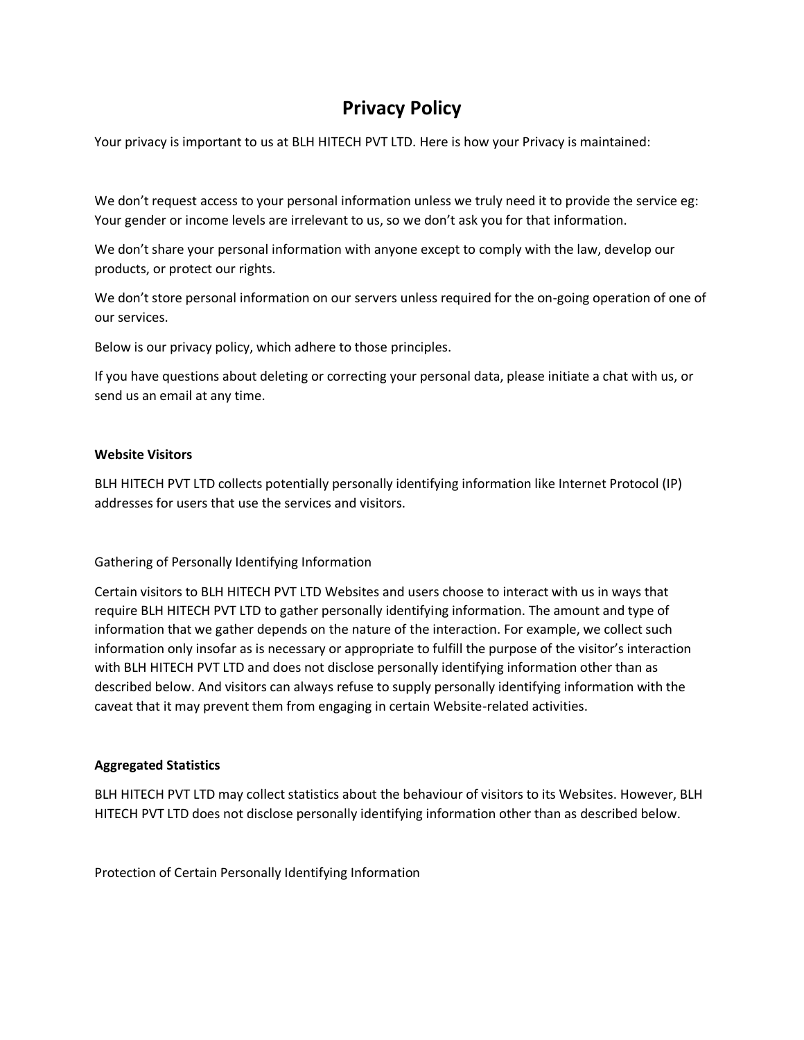# Privacy Policy

Your privacy is important to us at BLH HITECH PVT LTD. Here is how your Privacy is maintained:

We don't request access to your personal information unless we truly need it to provide the service eg: Your gender or income levels are irrelevant to us, so we don't ask you for that information.

We don't share your personal information with anyone except to comply with the law, develop our products, or protect our rights.

We don't store personal information on our servers unless required for the on-going operation of one of our services.

Below is our privacy policy, which adhere to those principles.

If you have questions about deleting or correcting your personal data, please initiate a chat with us, or send us an email at any time.

**Website Visitors**

BLH HITECH PVT LTD collects potentially personally identifying information like Internet Protocol (IP) addresses for users that use the services and visitors.

Gathering of Personally Identifying Information

Certain visitors to BLH HITECH PVT LTD Websites and users choose to interact with us in ways that require BLH HITECH PVT LTD to gather personally identifying information. The amount and type of information that we gather depends on the nature of the interaction. For example, we collect such information only insofar as is necessary or appropriate to fulfill the purpose of the visitor's interaction with BLH HITECH PVT LTD and does not disclose personally identifying information other than as described below. And visitors can always refuse to supply personally identifying information with the caveat that it may prevent them from engaging in certain Website-related activities.

**Aggregated Statistics**

BLH HITECH PVT LTD may collect statistics about the behaviour of visitors to its Websites. However, BLH HITECH PVT LTD does not disclose personally identifying information other than as described below.

Protection of Certain Personally Identifying Information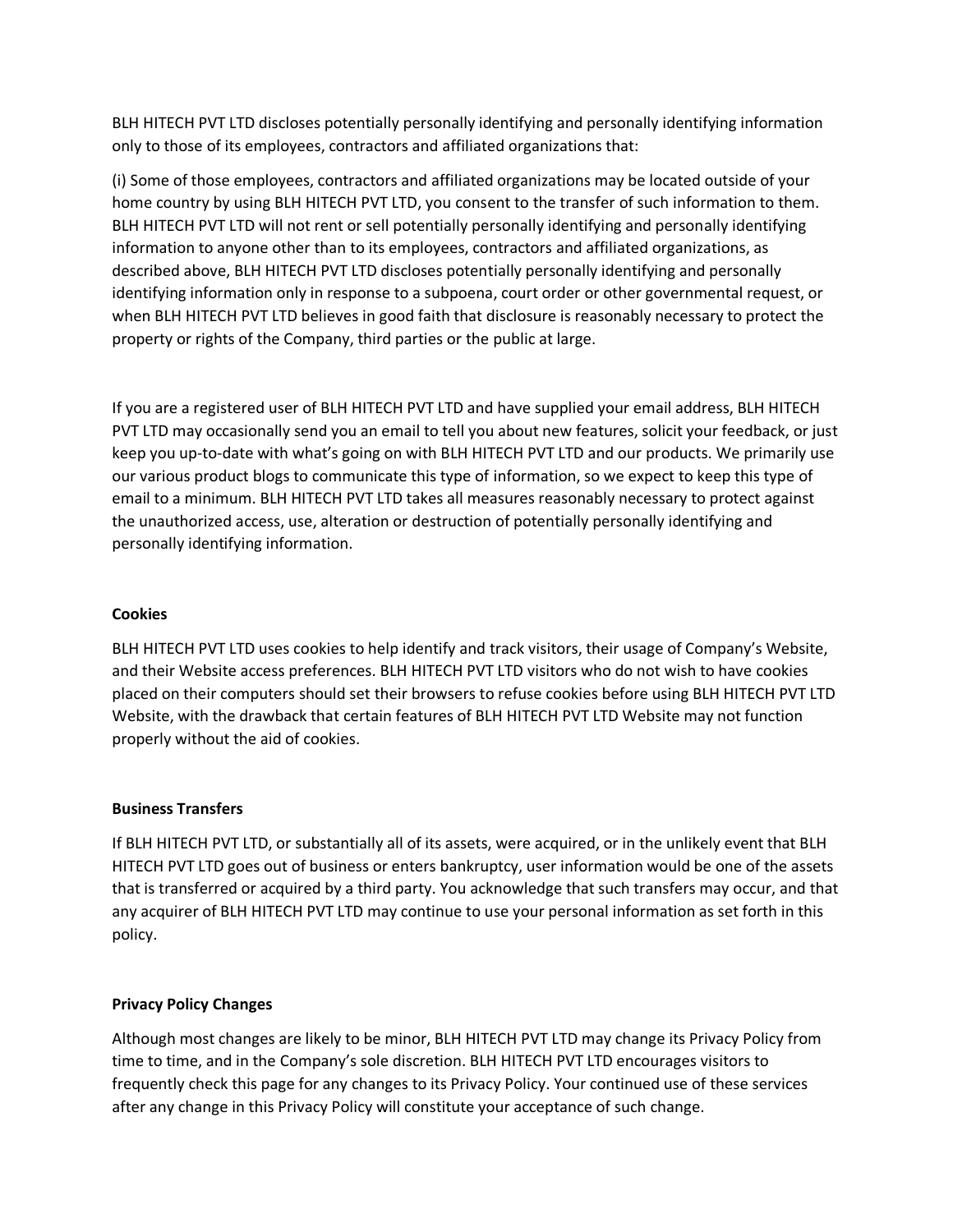BLH HITECH PVT LTD discloses potentially personally identifying and personally identifying information only to those of its employees, contractors and affiliated organizations that:

(i) Some of those employees, contractors and affiliated organizations may be located outside of your home country by using BLH HITECH PVT LTD, you consent to the transfer of such information to them. BLH HITECH PVT LTD will not rent or sell potentially personally identifying and personally identifying information to anyone other than to its employees, contractors and affiliated organizations, as described above, BLH HITECH PVT LTD discloses potentially personally identifying and personally identifying information only in response to a subpoena, court order or other governmental request, or when BLH HITECH PVT LTD believes in good faith that disclosure is reasonably necessary to protect the property or rights of the Company, third parties or the public at large.

If you are a registered user of BLH HITECH PVT LTD and have supplied your email address, BLH HITECH PVT LTD may occasionally send you an email to tell you about new features, solicit your feedback, or just keep you up-to-date with what's going on with BLH HITECH PVT LTD and our products. We primarily use our various product blogs to communicate this type of information, so we expect to keep this type of email to a minimum. BLH HITECH PVT LTD takes all measures reasonably necessary to protect against the unauthorized access, use, alteration or destruction of potentially personally identifying and personally identifying information.

**Cookies**

BLH HITECH PVT LTD uses cookies to help identify and track visitors, their usage of Company's Website, and their Website access preferences. BLH HITECH PVT LTD visitors who do not wish to have cookies placed on their computers should set their browsers to refuse cookies before using BLH HITECH PVT LTD Website, with the drawback that certain features of BLH HITECH PVT LTD Website may not function properly without the aid of cookies.

**Business Transfers**

If BLH HITECH PVT LTD, or substantially all of its assets, were acquired, or in the unlikely event that BLH HITECH PVT LTD goes out of business or enters bankruptcy, user information would be one of the assets that is transferred or acquired by a third party. You acknowledge that such transfers may occur, and that any acquirer of BLH HITECH PVT LTD may continue to use your personal information as set forth in this policy.

**Privacy Policy Changes**

Although most changes are likely to be minor, BLH HITECH PVT LTD may change its Privacy Policy from time to time, and in the Company's sole discretion. BLH HITECH PVT LTD encourages visitors to frequently check this page for any changes to its Privacy Policy. Your continued use of these services after any change in this Privacy Policy will constitute your acceptance of such change.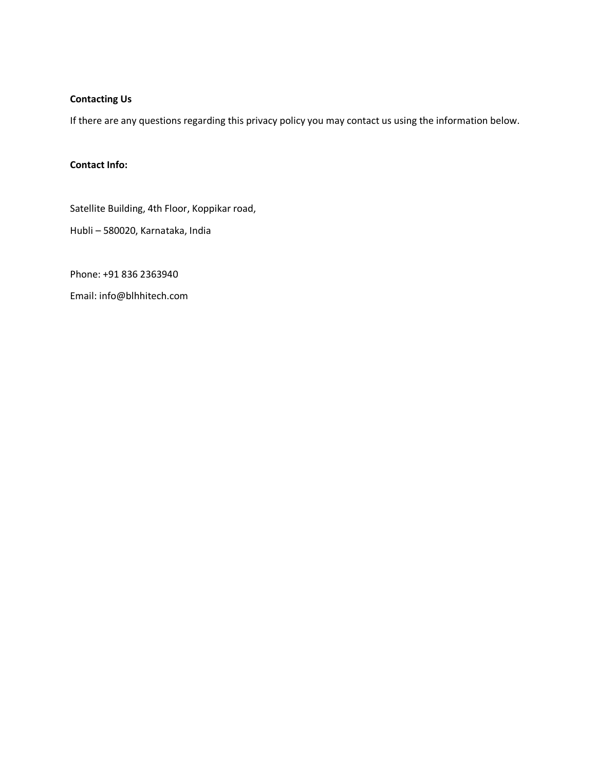**Contacting Us**

If there are any questions regarding this privacy policy you may contact us using the information below.

**Contact Info:**

Satellite Building, 4th Floor, Koppikar road,

Hubli – 580020, Karnataka, India

Phone: +91 836 2363940

Email: info@blhhitech.com